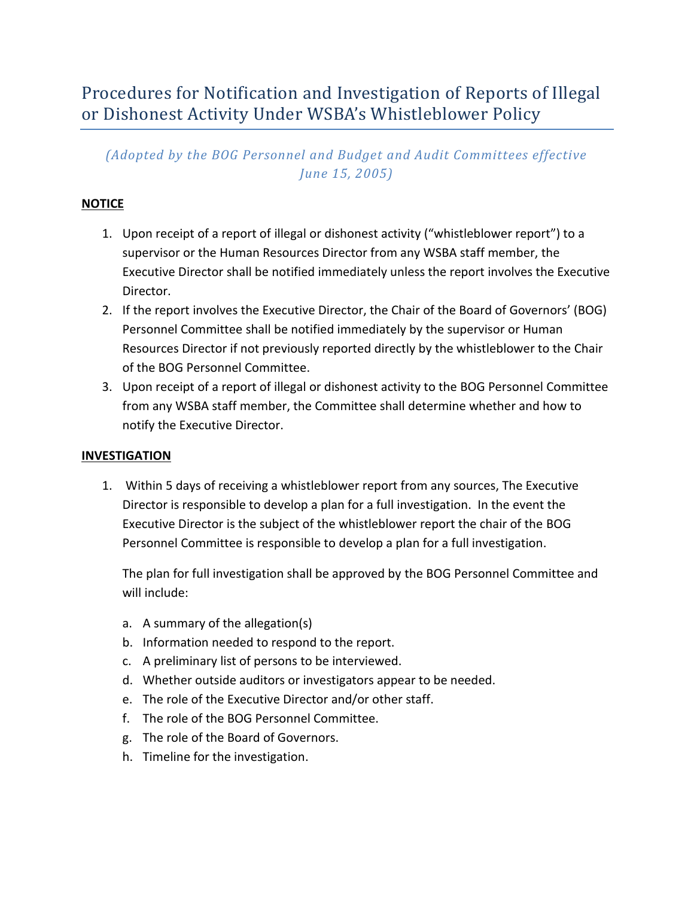# Procedures for Notification and Investigation of Reports of Illegal or Dishonest Activity Under WSBA's Whistleblower Policy

*(Adopted by the BOG Personnel and Budget and Audit Committees effective June 15, 2005)*

**NOTICE**

1. Upon receipt of a report of illegal or dishonest activity ("whistleblower report") to a supervisor or the Human Resources Director from any WSBA staff member, the Executive Director shall be notified immediately unless the report involves the Executive Director.
2. If the report involves the Executive Director, the Chair of the Board of Governors' (BOG) Personnel Committee shall be notified immediately by the supervisor or Human Resources Director if not previously reported directly by the whistleblower to the Chair of the BOG Personnel Committee.
3. Upon receipt of a report of illegal or dishonest activity to the BOG Personnel Committee from any WSBA staff member, the Committee shall determine whether and how to notify the Executive Director.

**INVESTIGATION**

1. Within 5 days of receiving a whistleblower report from any sources, The Executive Director is responsible to develop a plan for a full investigation. In the event the Executive Director is the subject of the whistleblower report the chair of the BOG Personnel Committee is responsible to develop a plan for a full investigation.

   The plan for full investigation shall be approved by the BOG Personnel Committee and will include:

   a. A summary of the allegation(s)
   b. Information needed to respond to the report.
   c. A preliminary list of persons to be interviewed.
   d. Whether outside auditors or investigators appear to be needed.
   e. The role of the Executive Director and/or other staff.
   f. The role of the BOG Personnel Committee.
   g. The role of the Board of Governors.
   h. Timeline for the investigation.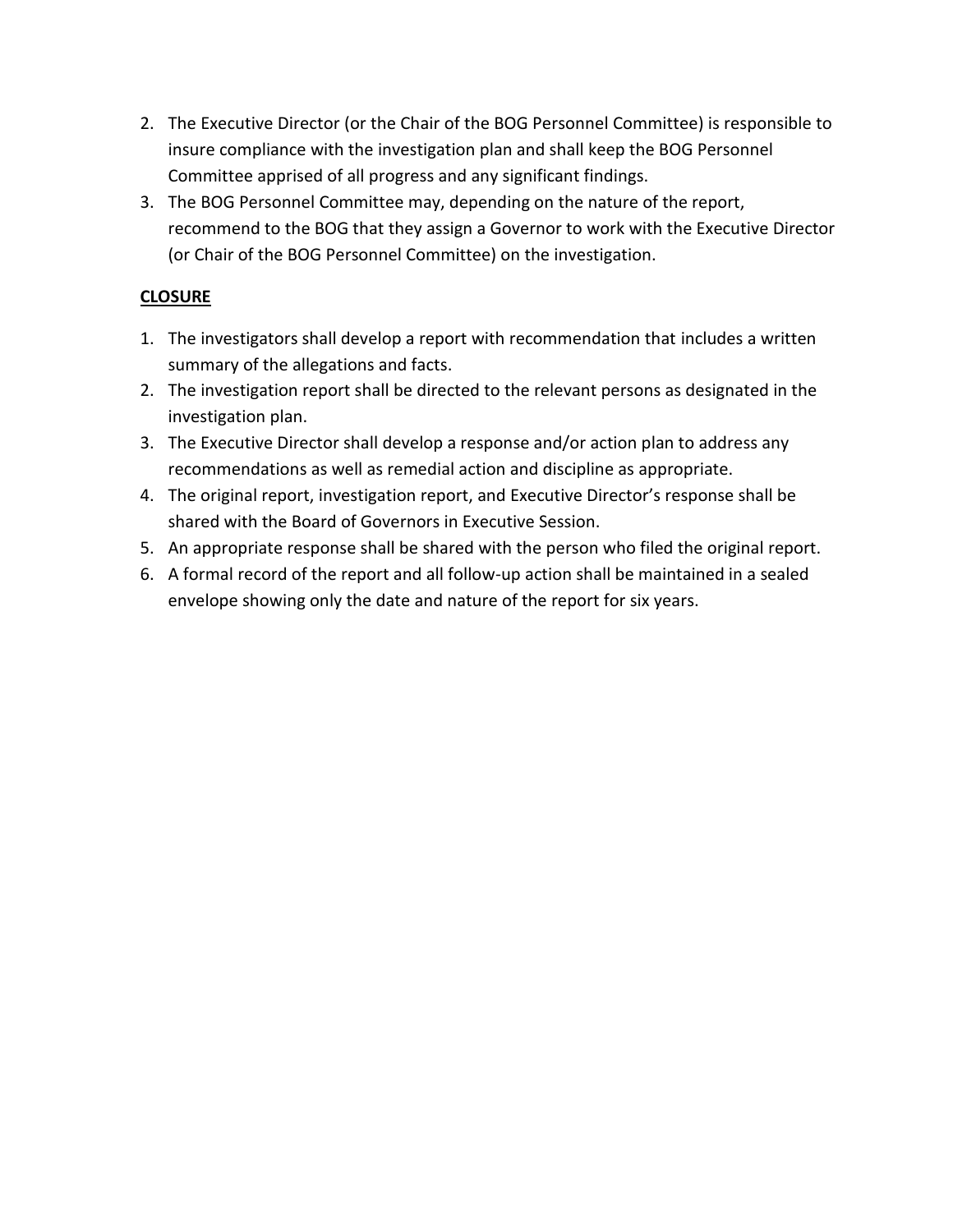2. The Executive Director (or the Chair of the BOG Personnel Committee) is responsible to insure compliance with the investigation plan and shall keep the BOG Personnel Committee apprised of all progress and any significant findings.
3. The BOG Personnel Committee may, depending on the nature of the report, recommend to the BOG that they assign a Governor to work with the Executive Director (or Chair of the BOG Personnel Committee) on the investigation.

**CLOSURE**

1. The investigators shall develop a report with recommendation that includes a written summary of the allegations and facts.
2. The investigation report shall be directed to the relevant persons as designated in the investigation plan.
3. The Executive Director shall develop a response and/or action plan to address any recommendations as well as remedial action and discipline as appropriate.
4. The original report, investigation report, and Executive Director's response shall be shared with the Board of Governors in Executive Session.
5. An appropriate response shall be shared with the person who filed the original report.
6. A formal record of the report and all follow-up action shall be maintained in a sealed envelope showing only the date and nature of the report for six years.